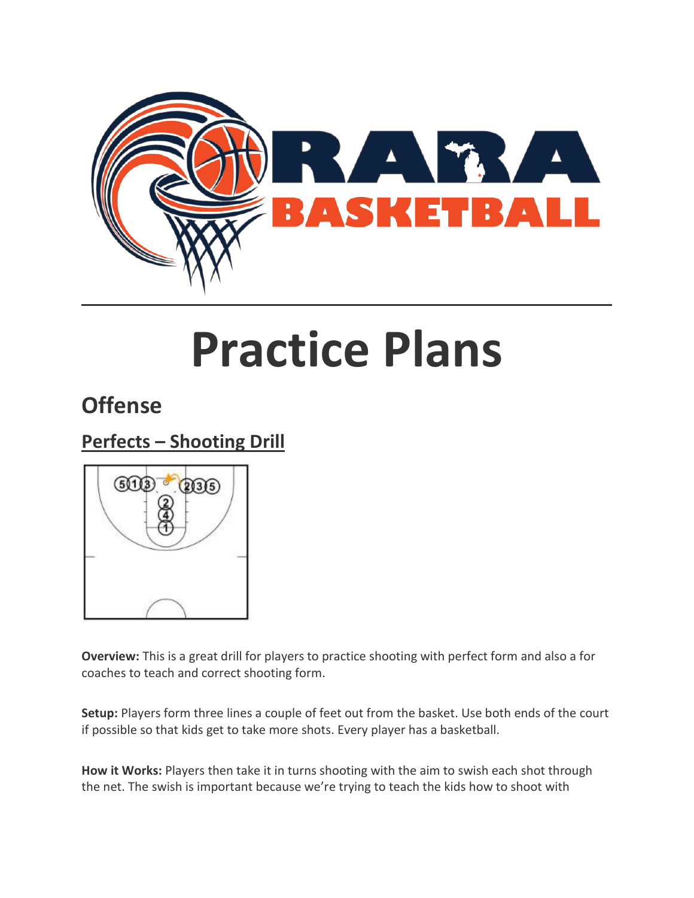# Practice Plans

## Offense

### Perfects – Shooting Drill

**Overview:** This is a great drill for players to practice shooting with perfect form and also a for coaches to teach and correct shooting form.

**Setup:** Players form three lines a couple of feet out from the basket. Use both ends of the court if possible so that kids get to take more shots. Every player has a basketball.

**How it Works:** Players then take it in turns shooting with the aim to swish each shot through the net. The swish is important because we're trying to teach the kids how to shoot with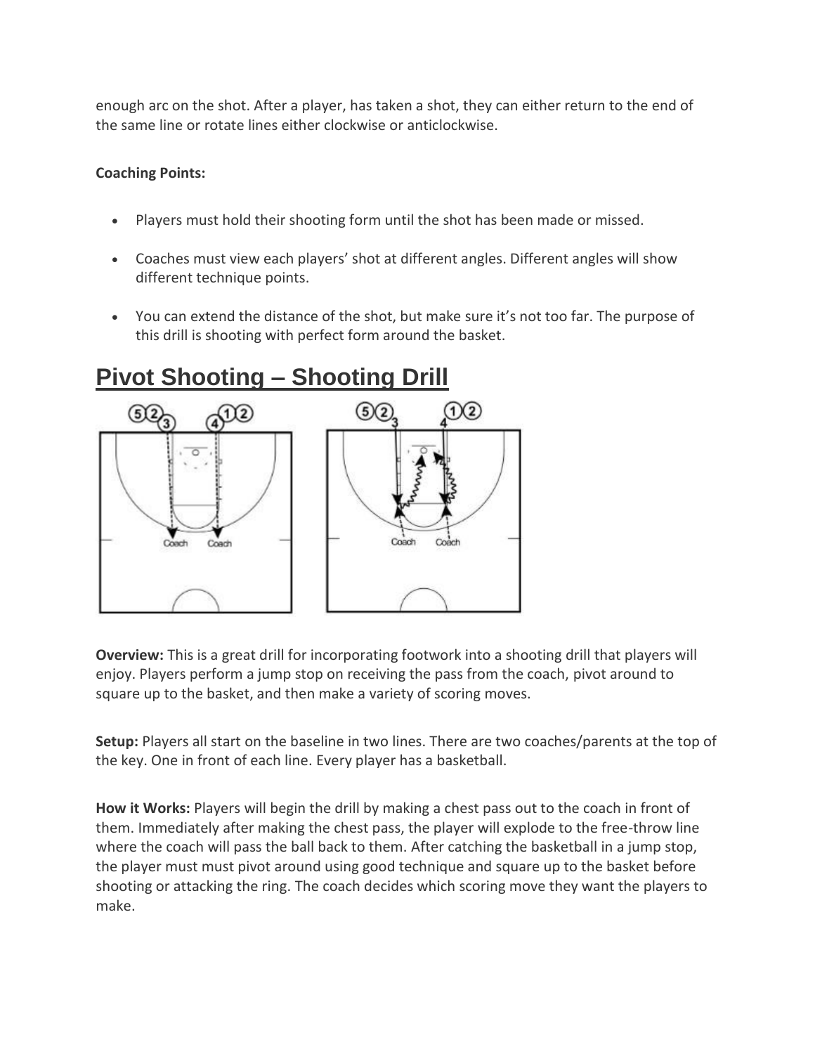enough arc on the shot. After a player, has taken a shot, they can either return to the end of the same line or rotate lines either clockwise or anticlockwise.

**Coaching Points:**

- Players must hold their shooting form until the shot has been made or missed.
- Coaches must view each players' shot at different angles. Different angles will show different technique points.
- You can extend the distance of the shot, but make sure it's not too far. The purpose of this drill is shooting with perfect form around the basket.

## Pivot Shooting – Shooting Drill

**Overview:** This is a great drill for incorporating footwork into a shooting drill that players will enjoy. Players perform a jump stop on receiving the pass from the coach, pivot around to square up to the basket, and then make a variety of scoring moves.

**Setup:** Players all start on the baseline in two lines. There are two coaches/parents at the top of the key. One in front of each line. Every player has a basketball.

**How it Works:** Players will begin the drill by making a chest pass out to the coach in front of them. Immediately after making the chest pass, the player will explode to the free-throw line where the coach will pass the ball back to them. After catching the basketball in a jump stop, the player must must pivot around using good technique and square up to the basket before shooting or attacking the ring. The coach decides which scoring move they want the players to make.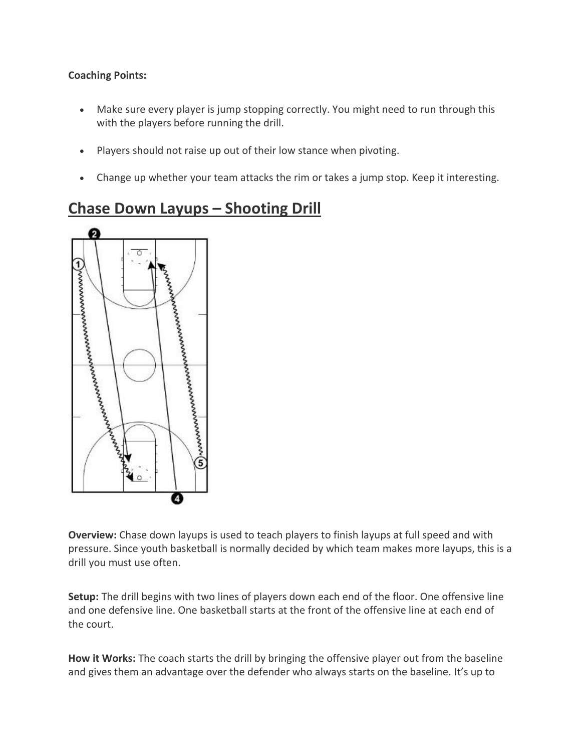**Coaching Points:**

- Make sure every player is jump stopping correctly. You might need to run through this with the players before running the drill.
- Players should not raise up out of their low stance when pivoting.
- Change up whether your team attacks the rim or takes a jump stop. Keep it interesting.

## Chase Down Layups – Shooting Drill

**Overview:** Chase down layups is used to teach players to finish layups at full speed and with pressure. Since youth basketball is normally decided by which team makes more layups, this is a drill you must use often.

**Setup:** The drill begins with two lines of players down each end of the floor. One offensive line and one defensive line. One basketball starts at the front of the offensive line at each end of the court.

**How it Works:** The coach starts the drill by bringing the offensive player out from the baseline and gives them an advantage over the defender who always starts on the baseline. It's up to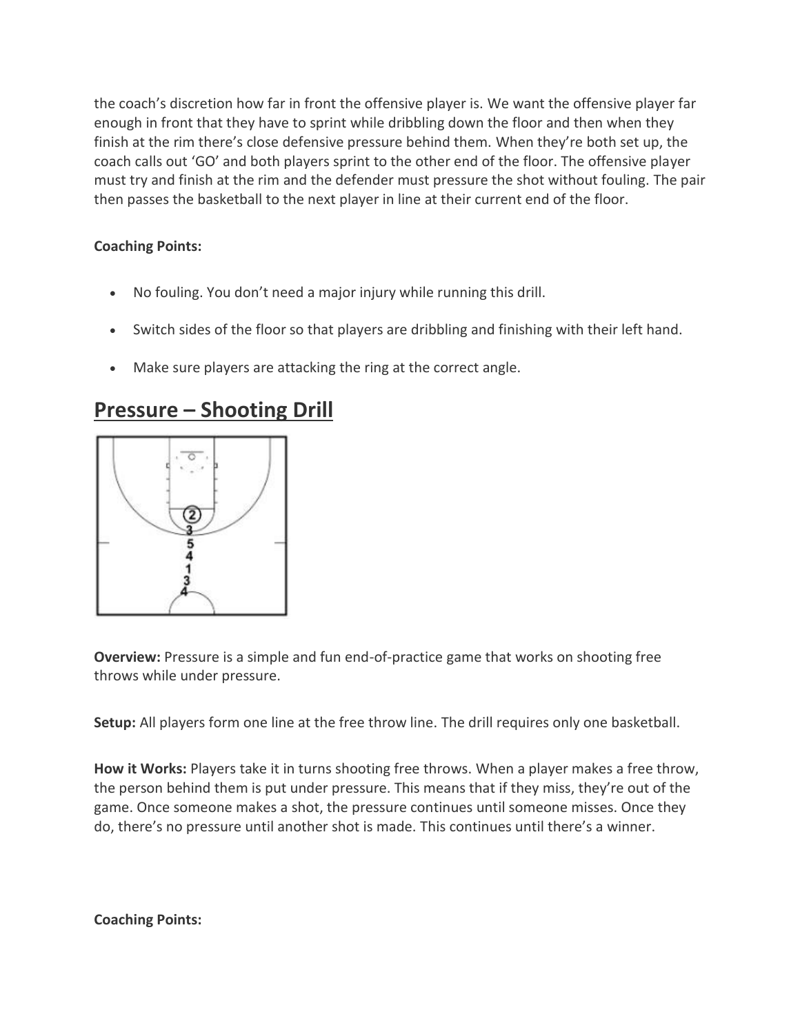the coach's discretion how far in front the offensive player is. We want the offensive player far enough in front that they have to sprint while dribbling down the floor and then when they finish at the rim there's close defensive pressure behind them. When they're both set up, the coach calls out 'GO' and both players sprint to the other end of the floor. The offensive player must try and finish at the rim and the defender must pressure the shot without fouling. The pair then passes the basketball to the next player in line at their current end of the floor.

**Coaching Points:**

- No fouling. You don't need a major injury while running this drill.
- Switch sides of the floor so that players are dribbling and finishing with their left hand.
- Make sure players are attacking the ring at the correct angle.

## Pressure – Shooting Drill

**Overview:** Pressure is a simple and fun end-of-practice game that works on shooting free throws while under pressure.

**Setup:** All players form one line at the free throw line. The drill requires only one basketball.

**How it Works:** Players take it in turns shooting free throws. When a player makes a free throw, the person behind them is put under pressure. This means that if they miss, they're out of the game. Once someone makes a shot, the pressure continues until someone misses. Once they do, there's no pressure until another shot is made. This continues until there's a winner.

**Coaching Points:**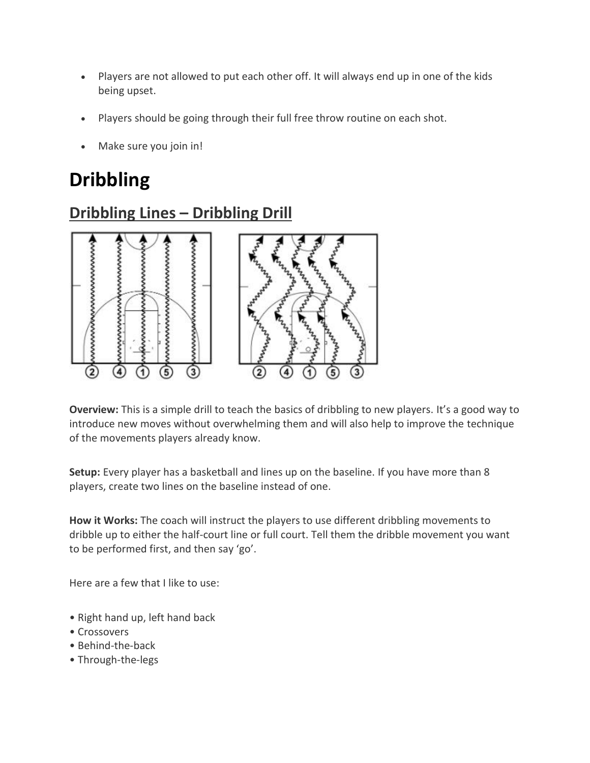- Players are not allowed to put each other off. It will always end up in one of the kids being upset.

- Players should be going through their full free throw routine on each shot.

- Make sure you join in!

# Dribbling

## Dribbling Lines – Dribbling Drill

**Overview:** This is a simple drill to teach the basics of dribbling to new players. It's a good way to introduce new moves without overwhelming them and will also help to improve the technique of the movements players already know.

**Setup:** Every player has a basketball and lines up on the baseline. If you have more than 8 players, create two lines on the baseline instead of one.

**How it Works:** The coach will instruct the players to use different dribbling movements to dribble up to either the half-court line or full court. Tell them the dribble movement you want to be performed first, and then say 'go'.

Here are a few that I like to use:

• Right hand up, left hand back
• Crossovers
• Behind-the-back
• Through-the-legs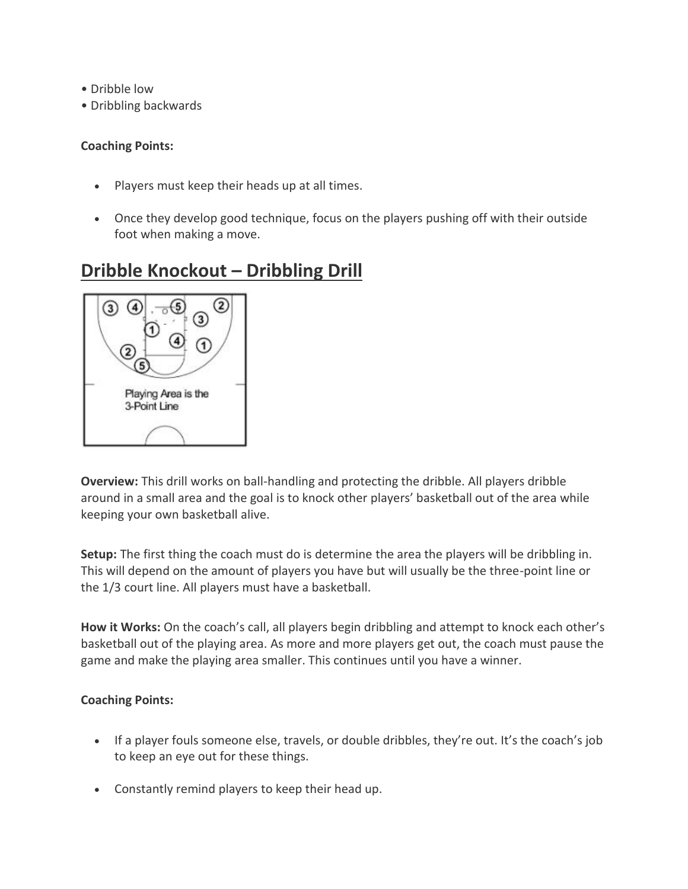- Dribble low
- Dribbling backwards

**Coaching Points:**

- Players must keep their heads up at all times.
- Once they develop good technique, focus on the players pushing off with their outside foot when making a move.

## Dribble Knockout – Dribbling Drill

**Overview:** This drill works on ball-handling and protecting the dribble. All players dribble around in a small area and the goal is to knock other players' basketball out of the area while keeping your own basketball alive.

**Setup:** The first thing the coach must do is determine the area the players will be dribbling in. This will depend on the amount of players you have but will usually be the three-point line or the 1/3 court line. All players must have a basketball.

**How it Works:** On the coach's call, all players begin dribbling and attempt to knock each other's basketball out of the playing area. As more and more players get out, the coach must pause the game and make the playing area smaller. This continues until you have a winner.

**Coaching Points:**

- If a player fouls someone else, travels, or double dribbles, they're out. It's the coach's job to keep an eye out for these things.
- Constantly remind players to keep their head up.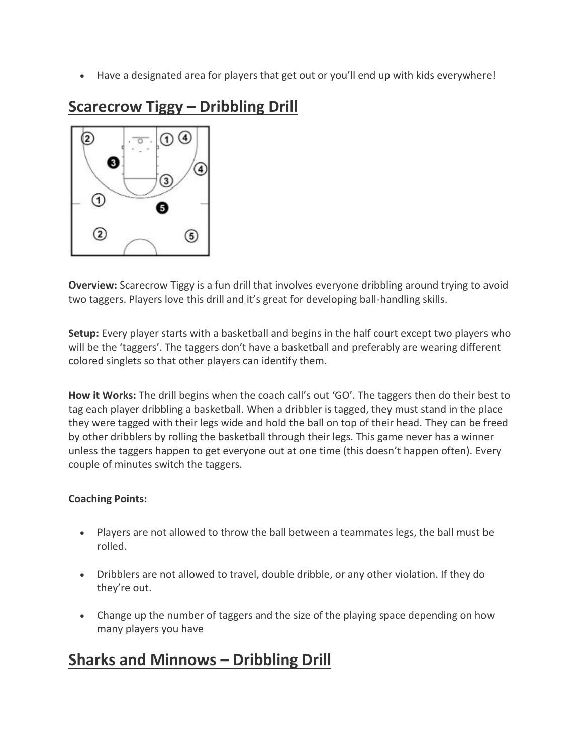- Have a designated area for players that get out or you'll end up with kids everywhere!

## Scarecrow Tiggy – Dribbling Drill

**Overview:** Scarecrow Tiggy is a fun drill that involves everyone dribbling around trying to avoid two taggers. Players love this drill and it's great for developing ball-handling skills.

**Setup:** Every player starts with a basketball and begins in the half court except two players who will be the 'taggers'. The taggers don't have a basketball and preferably are wearing different colored singlets so that other players can identify them.

**How it Works:** The drill begins when the coach call's out 'GO'. The taggers then do their best to tag each player dribbling a basketball. When a dribbler is tagged, they must stand in the place they were tagged with their legs wide and hold the ball on top of their head. They can be freed by other dribblers by rolling the basketball through their legs. This game never has a winner unless the taggers happen to get everyone out at one time (this doesn't happen often). Every couple of minutes switch the taggers.

**Coaching Points:**

- Players are not allowed to throw the ball between a teammates legs, the ball must be rolled.
- Dribblers are not allowed to travel, double dribble, or any other violation. If they do they're out.
- Change up the number of taggers and the size of the playing space depending on how many players you have

## Sharks and Minnows – Dribbling Drill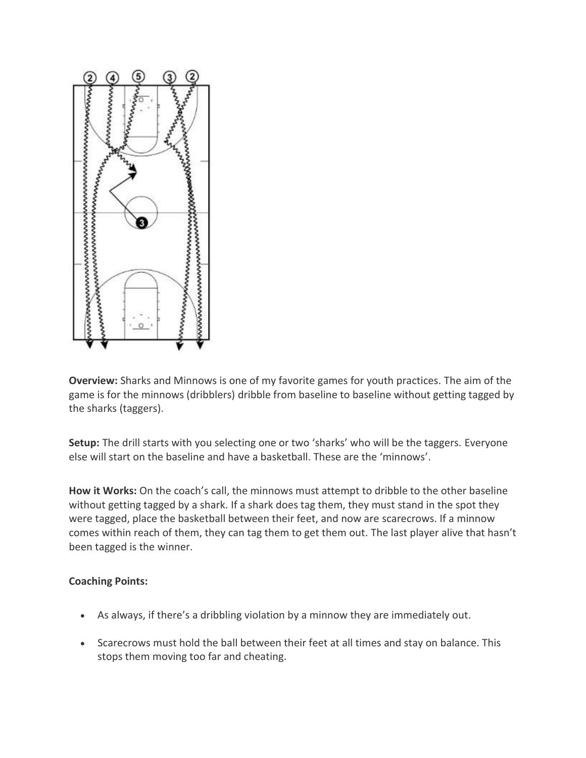**Overview:** Sharks and Minnows is one of my favorite games for youth practices. The aim of the game is for the minnows (dribblers) dribble from baseline to baseline without getting tagged by the sharks (taggers).

**Setup:** The drill starts with you selecting one or two 'sharks' who will be the taggers. Everyone else will start on the baseline and have a basketball. These are the 'minnows'.

**How it Works:** On the coach's call, the minnows must attempt to dribble to the other baseline without getting tagged by a shark. If a shark does tag them, they must stand in the spot they were tagged, place the basketball between their feet, and now are scarecrows. If a minnow comes within reach of them, they can tag them to get them out. The last player alive that hasn't been tagged is the winner.

**Coaching Points:**

- As always, if there's a dribbling violation by a minnow they are immediately out.
- Scarecrows must hold the ball between their feet at all times and stay on balance. This stops them moving too far and cheating.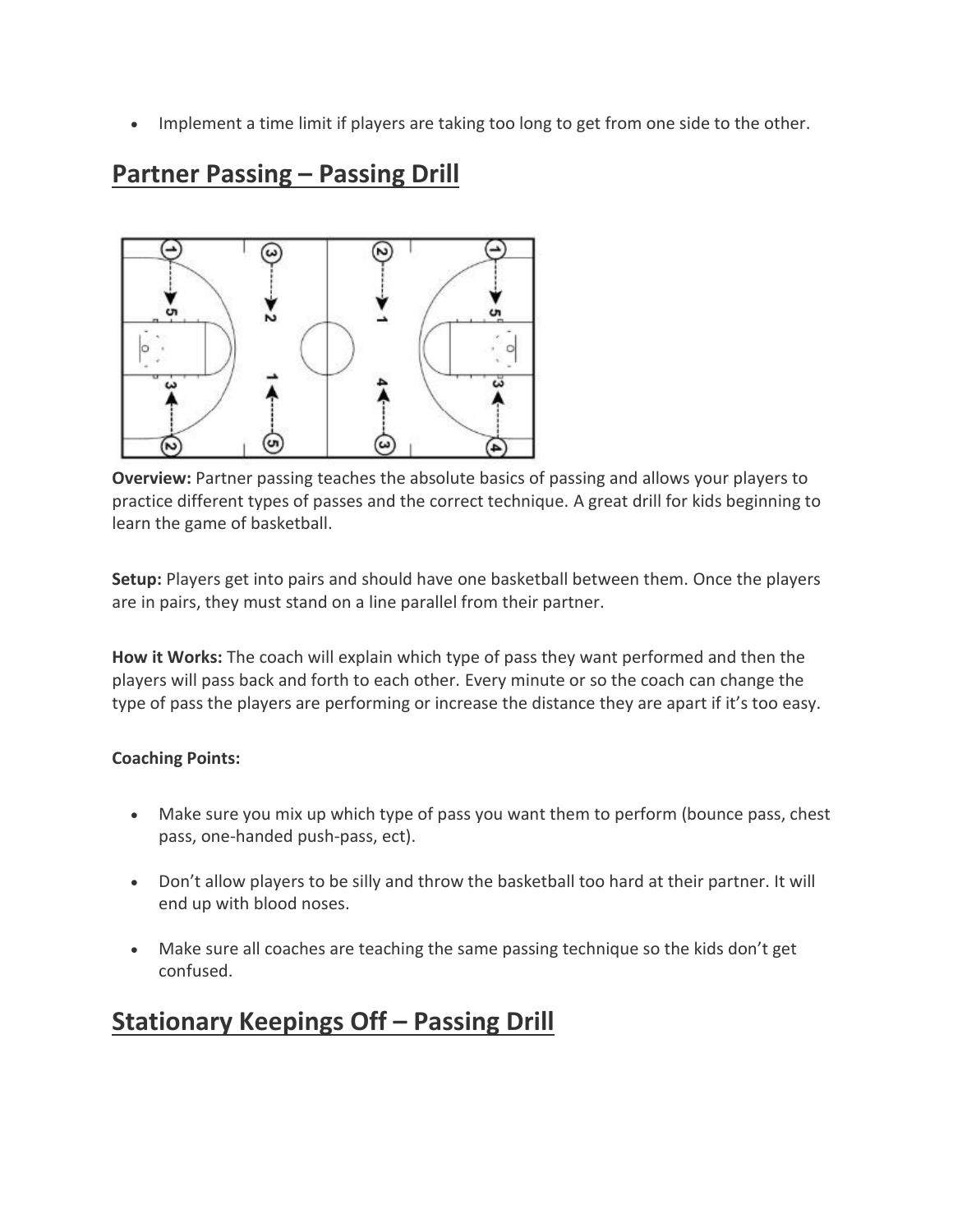- Implement a time limit if players are taking too long to get from one side to the other.

## Partner Passing – Passing Drill

**Overview:** Partner passing teaches the absolute basics of passing and allows your players to practice different types of passes and the correct technique. A great drill for kids beginning to learn the game of basketball.

**Setup:** Players get into pairs and should have one basketball between them. Once the players are in pairs, they must stand on a line parallel from their partner.

**How it Works:** The coach will explain which type of pass they want performed and then the players will pass back and forth to each other. Every minute or so the coach can change the type of pass the players are performing or increase the distance they are apart if it's too easy.

**Coaching Points:**

- Make sure you mix up which type of pass you want them to perform (bounce pass, chest pass, one-handed push-pass, ect).
- Don't allow players to be silly and throw the basketball too hard at their partner. It will end up with blood noses.
- Make sure all coaches are teaching the same passing technique so the kids don't get confused.

## Stationary Keepings Off – Passing Drill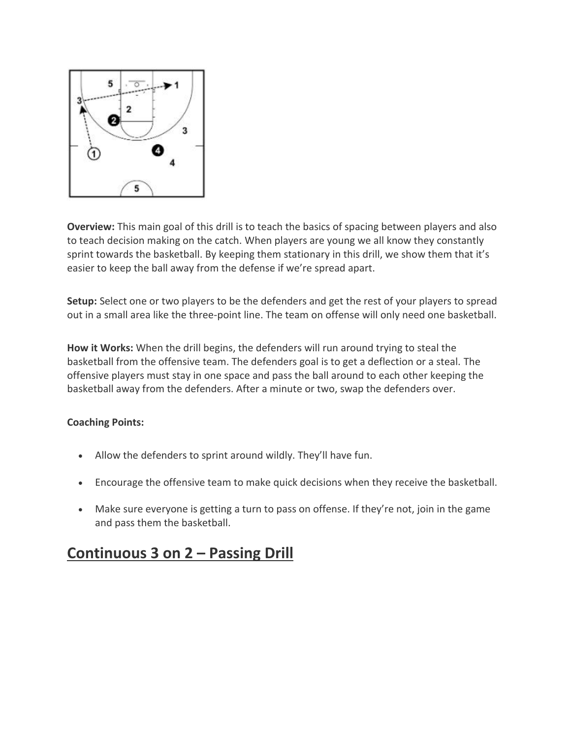**Overview:** This main goal of this drill is to teach the basics of spacing between players and also to teach decision making on the catch. When players are young we all know they constantly sprint towards the basketball. By keeping them stationary in this drill, we show them that it's easier to keep the ball away from the defense if we're spread apart.

**Setup:** Select one or two players to be the defenders and get the rest of your players to spread out in a small area like the three-point line. The team on offense will only need one basketball.

**How it Works:** When the drill begins, the defenders will run around trying to steal the basketball from the offensive team. The defenders goal is to get a deflection or a steal. The offensive players must stay in one space and pass the ball around to each other keeping the basketball away from the defenders. After a minute or two, swap the defenders over.

**Coaching Points:**

- Allow the defenders to sprint around wildly. They'll have fun.
- Encourage the offensive team to make quick decisions when they receive the basketball.
- Make sure everyone is getting a turn to pass on offense. If they're not, join in the game and pass them the basketball.

## Continuous 3 on 2 – Passing Drill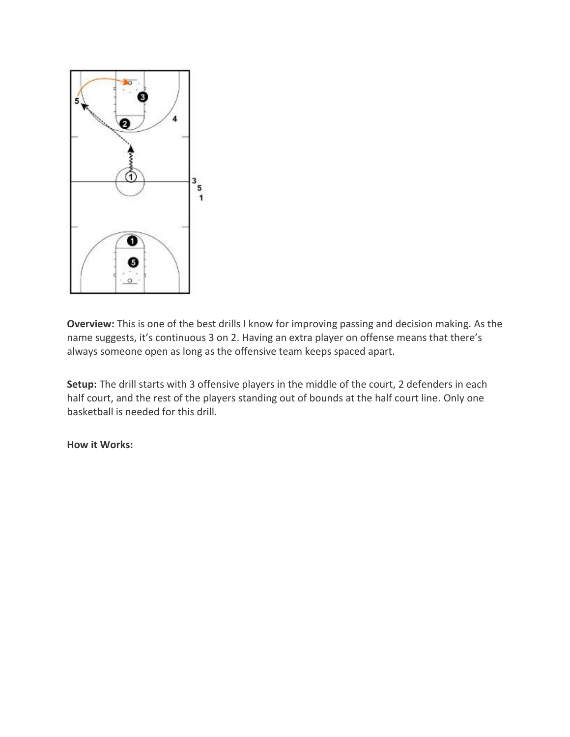**Overview:** This is one of the best drills I know for improving passing and decision making. As the name suggests, it's continuous 3 on 2. Having an extra player on offense means that there's always someone open as long as the offensive team keeps spaced apart.

**Setup:** The drill starts with 3 offensive players in the middle of the court, 2 defenders in each half court, and the rest of the players standing out of bounds at the half court line. Only one basketball is needed for this drill.

**How it Works:**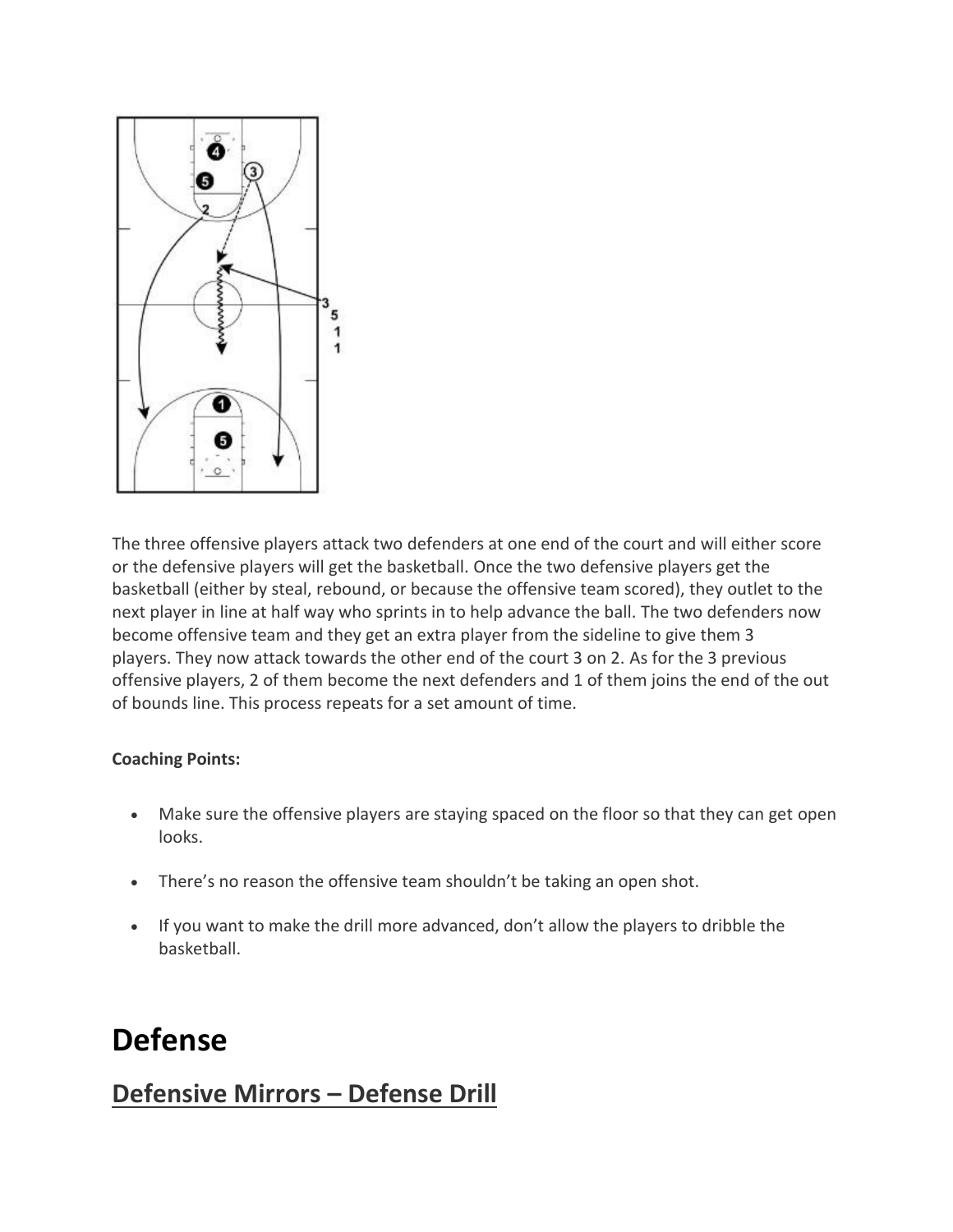The three offensive players attack two defenders at one end of the court and will either score or the defensive players will get the basketball. Once the two defensive players get the basketball (either by steal, rebound, or because the offensive team scored), they outlet to the next player in line at half way who sprints in to help advance the ball. The two defenders now become offensive team and they get an extra player from the sideline to give them 3 players. They now attack towards the other end of the court 3 on 2. As for the 3 previous offensive players, 2 of them become the next defenders and 1 of them joins the end of the out of bounds line. This process repeats for a set amount of time.

**Coaching Points:**

- Make sure the offensive players are staying spaced on the floor so that they can get open looks.
- There's no reason the offensive team shouldn't be taking an open shot.
- If you want to make the drill more advanced, don't allow the players to dribble the basketball.

# Defense

## Defensive Mirrors – Defense Drill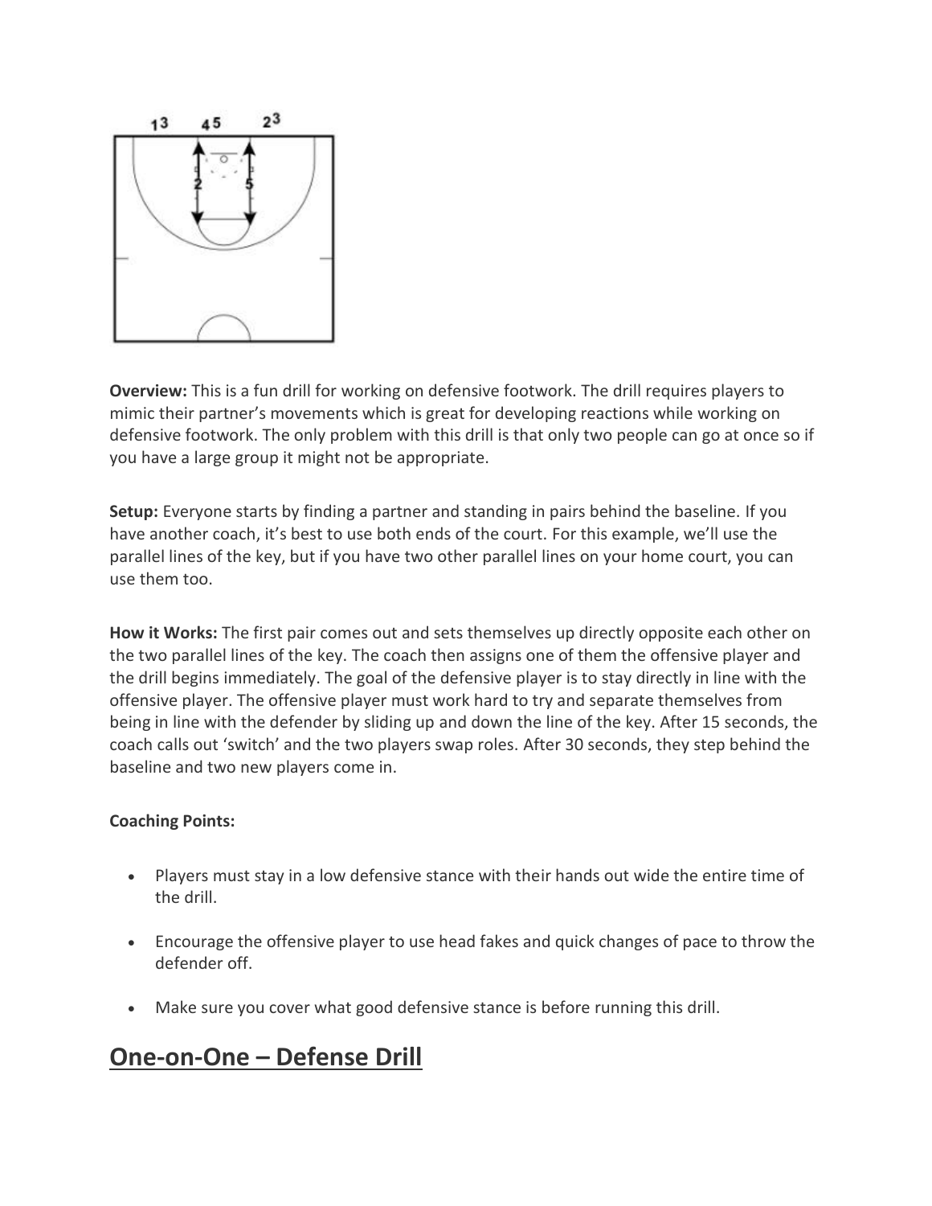**Overview:** This is a fun drill for working on defensive footwork. The drill requires players to mimic their partner's movements which is great for developing reactions while working on defensive footwork. The only problem with this drill is that only two people can go at once so if you have a large group it might not be appropriate.

**Setup:** Everyone starts by finding a partner and standing in pairs behind the baseline. If you have another coach, it's best to use both ends of the court. For this example, we'll use the parallel lines of the key, but if you have two other parallel lines on your home court, you can use them too.

**How it Works:** The first pair comes out and sets themselves up directly opposite each other on the two parallel lines of the key. The coach then assigns one of them the offensive player and the drill begins immediately. The goal of the defensive player is to stay directly in line with the offensive player. The offensive player must work hard to try and separate themselves from being in line with the defender by sliding up and down the line of the key. After 15 seconds, the coach calls out 'switch' and the two players swap roles. After 30 seconds, they step behind the baseline and two new players come in.

**Coaching Points:**

- Players must stay in a low defensive stance with their hands out wide the entire time of the drill.
- Encourage the offensive player to use head fakes and quick changes of pace to throw the defender off.
- Make sure you cover what good defensive stance is before running this drill.

## One-on-One – Defense Drill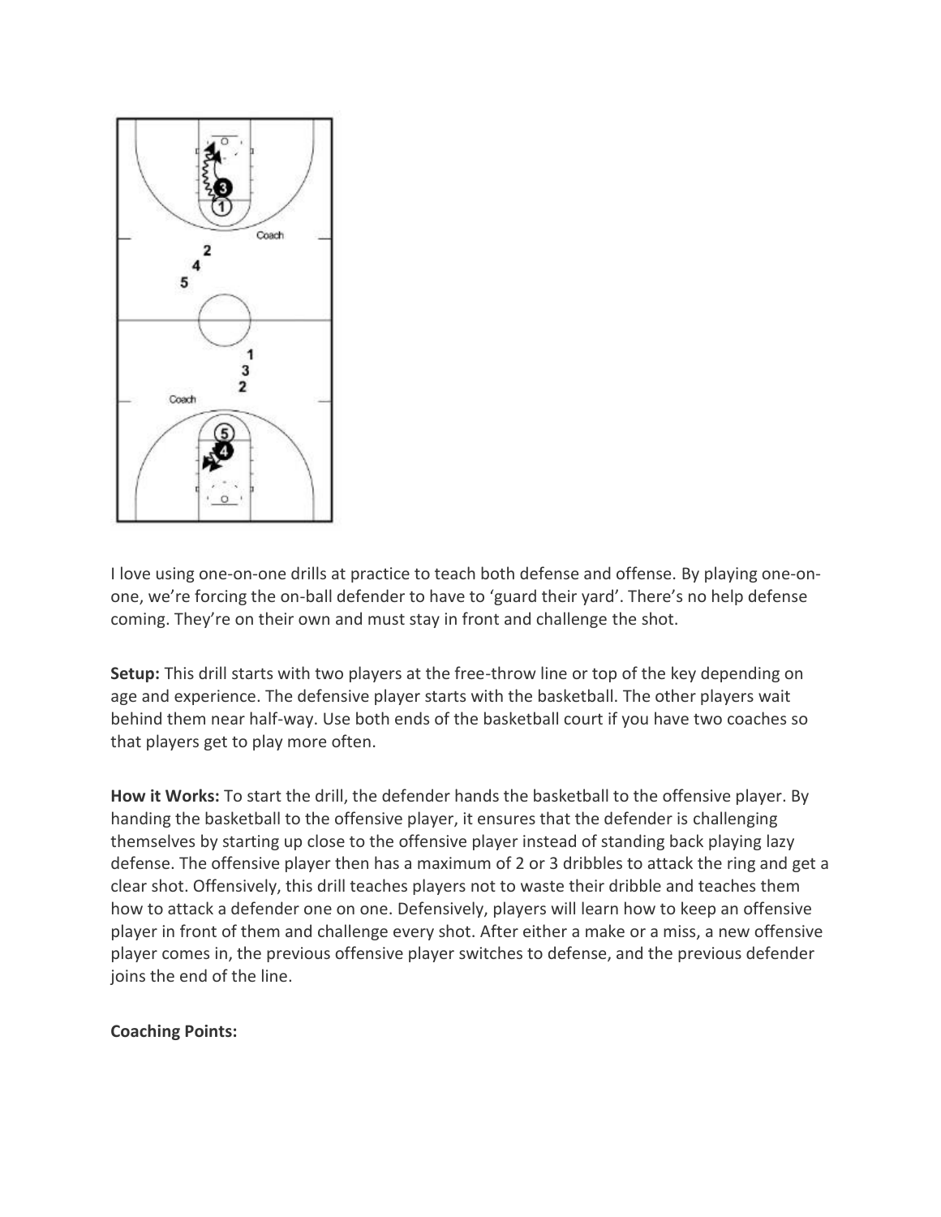I love using one-on-one drills at practice to teach both defense and offense. By playing one-on-one, we're forcing the on-ball defender to have to 'guard their yard'. There's no help defense coming. They're on their own and must stay in front and challenge the shot.

**Setup:** This drill starts with two players at the free-throw line or top of the key depending on age and experience. The defensive player starts with the basketball. The other players wait behind them near half-way. Use both ends of the basketball court if you have two coaches so that players get to play more often.

**How it Works:** To start the drill, the defender hands the basketball to the offensive player. By handing the basketball to the offensive player, it ensures that the defender is challenging themselves by starting up close to the offensive player instead of standing back playing lazy defense. The offensive player then has a maximum of 2 or 3 dribbles to attack the ring and get a clear shot. Offensively, this drill teaches players not to waste their dribble and teaches them how to attack a defender one on one. Defensively, players will learn how to keep an offensive player in front of them and challenge every shot. After either a make or a miss, a new offensive player comes in, the previous offensive player switches to defense, and the previous defender joins the end of the line.

**Coaching Points:**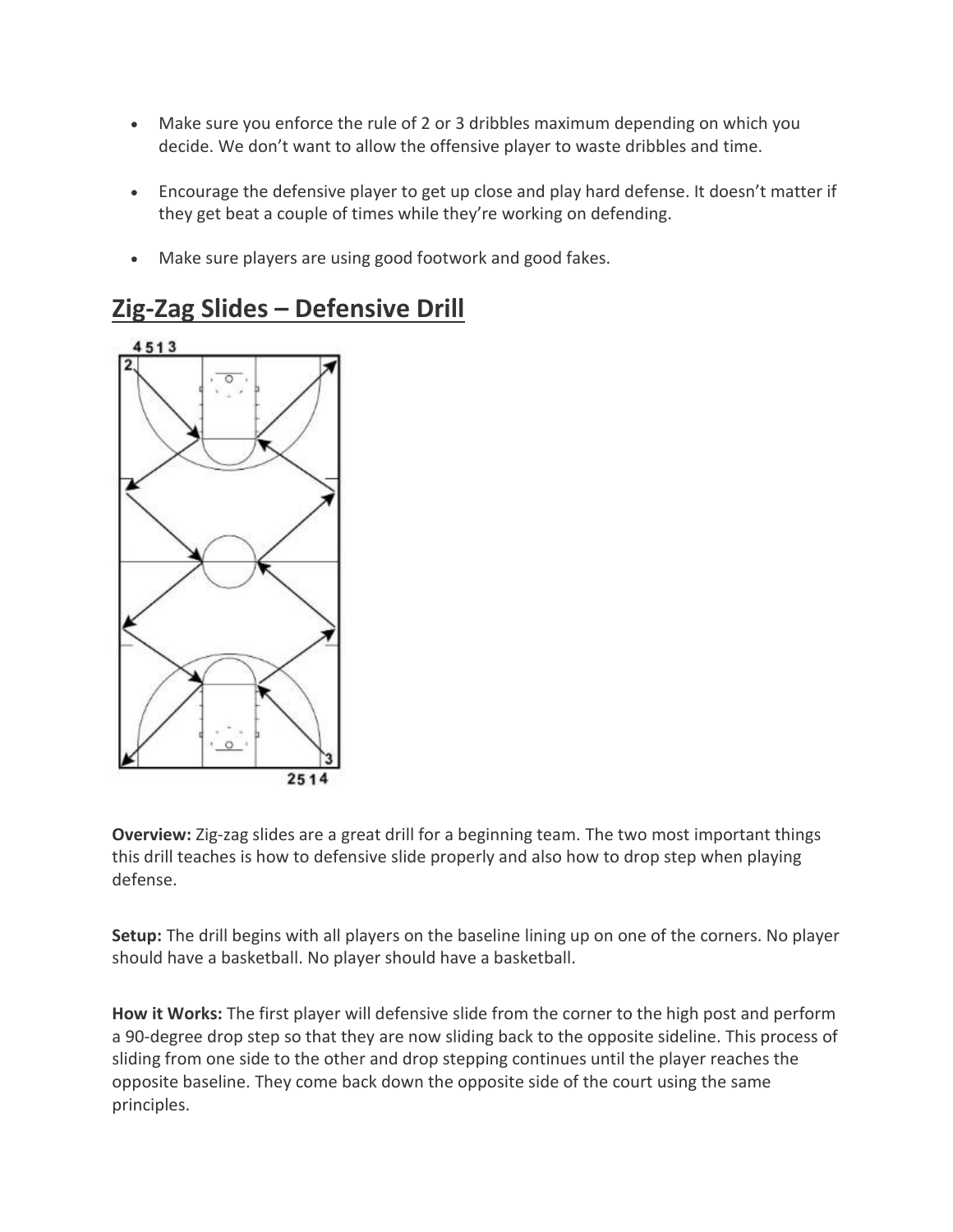- Make sure you enforce the rule of 2 or 3 dribbles maximum depending on which you decide. We don't want to allow the offensive player to waste dribbles and time.

- Encourage the defensive player to get up close and play hard defense. It doesn't matter if they get beat a couple of times while they're working on defending.

- Make sure players are using good footwork and good fakes.

## Zig-Zag Slides – Defensive Drill

**Overview:** Zig-zag slides are a great drill for a beginning team. The two most important things this drill teaches is how to defensive slide properly and also how to drop step when playing defense.

**Setup:** The drill begins with all players on the baseline lining up on one of the corners. No player should have a basketball. No player should have a basketball.

**How it Works:** The first player will defensive slide from the corner to the high post and perform a 90-degree drop step so that they are now sliding back to the opposite sideline. This process of sliding from one side to the other and drop stepping continues until the player reaches the opposite baseline. They come back down the opposite side of the court using the same principles.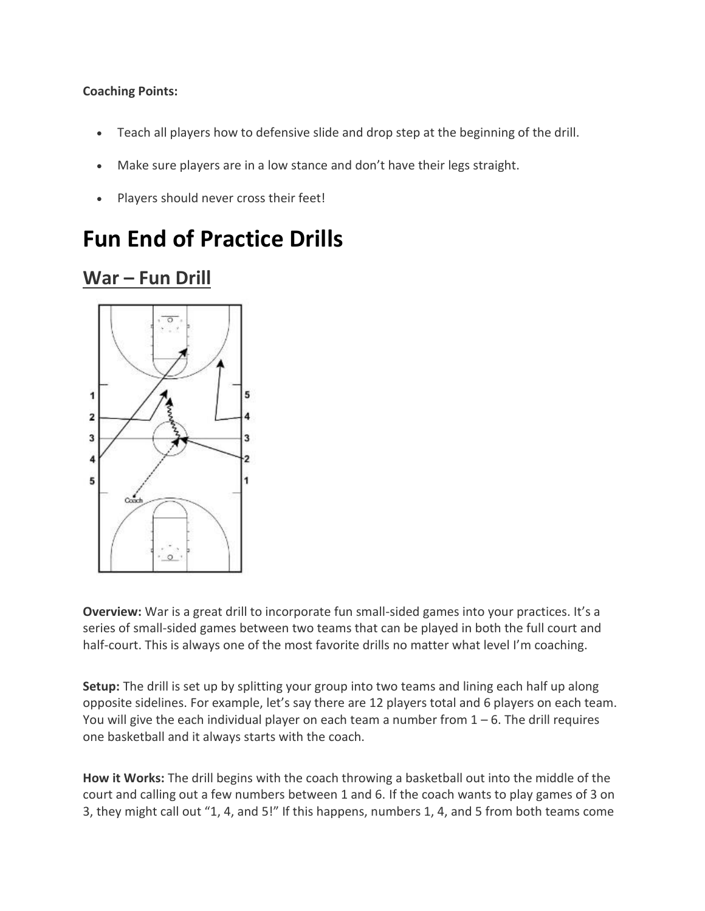**Coaching Points:**

- Teach all players how to defensive slide and drop step at the beginning of the drill.
- Make sure players are in a low stance and don't have their legs straight.
- Players should never cross their feet!

# Fun End of Practice Drills

## War – Fun Drill

**Overview:** War is a great drill to incorporate fun small-sided games into your practices. It's a series of small-sided games between two teams that can be played in both the full court and half-court. This is always one of the most favorite drills no matter what level I'm coaching.

**Setup:** The drill is set up by splitting your group into two teams and lining each half up along opposite sidelines. For example, let's say there are 12 players total and 6 players on each team. You will give the each individual player on each team a number from 1 – 6. The drill requires one basketball and it always starts with the coach.

**How it Works:** The drill begins with the coach throwing a basketball out into the middle of the court and calling out a few numbers between 1 and 6. If the coach wants to play games of 3 on 3, they might call out "1, 4, and 5!" If this happens, numbers 1, 4, and 5 from both teams come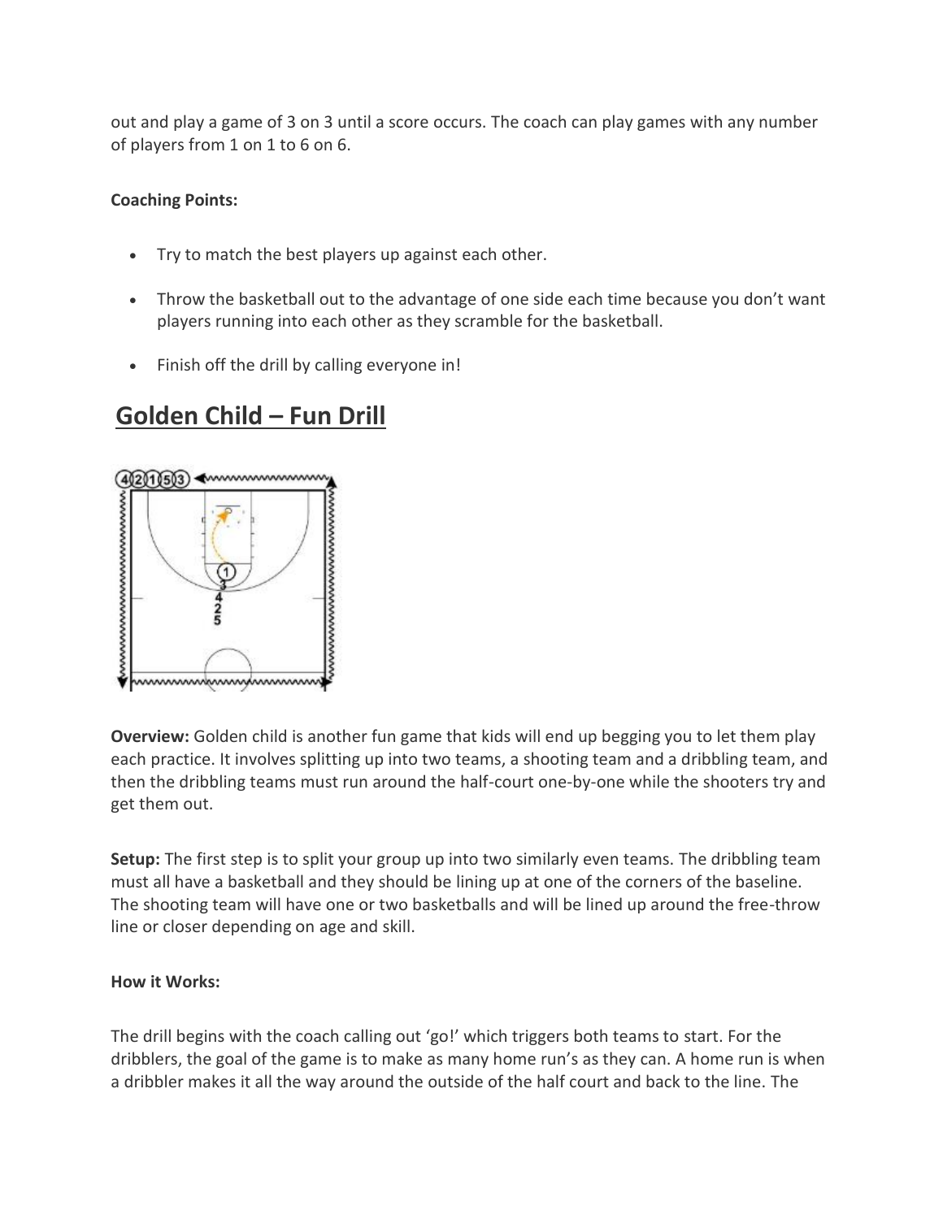out and play a game of 3 on 3 until a score occurs. The coach can play games with any number of players from 1 on 1 to 6 on 6.

**Coaching Points:**

- Try to match the best players up against each other.
- Throw the basketball out to the advantage of one side each time because you don't want players running into each other as they scramble for the basketball.
- Finish off the drill by calling everyone in!

## Golden Child – Fun Drill

**Overview:** Golden child is another fun game that kids will end up begging you to let them play each practice. It involves splitting up into two teams, a shooting team and a dribbling team, and then the dribbling teams must run around the half-court one-by-one while the shooters try and get them out.

**Setup:** The first step is to split your group up into two similarly even teams. The dribbling team must all have a basketball and they should be lining up at one of the corners of the baseline. The shooting team will have one or two basketballs and will be lined up around the free-throw line or closer depending on age and skill.

**How it Works:**

The drill begins with the coach calling out 'go!' which triggers both teams to start. For the dribblers, the goal of the game is to make as many home run's as they can. A home run is when a dribbler makes it all the way around the outside of the half court and back to the line. The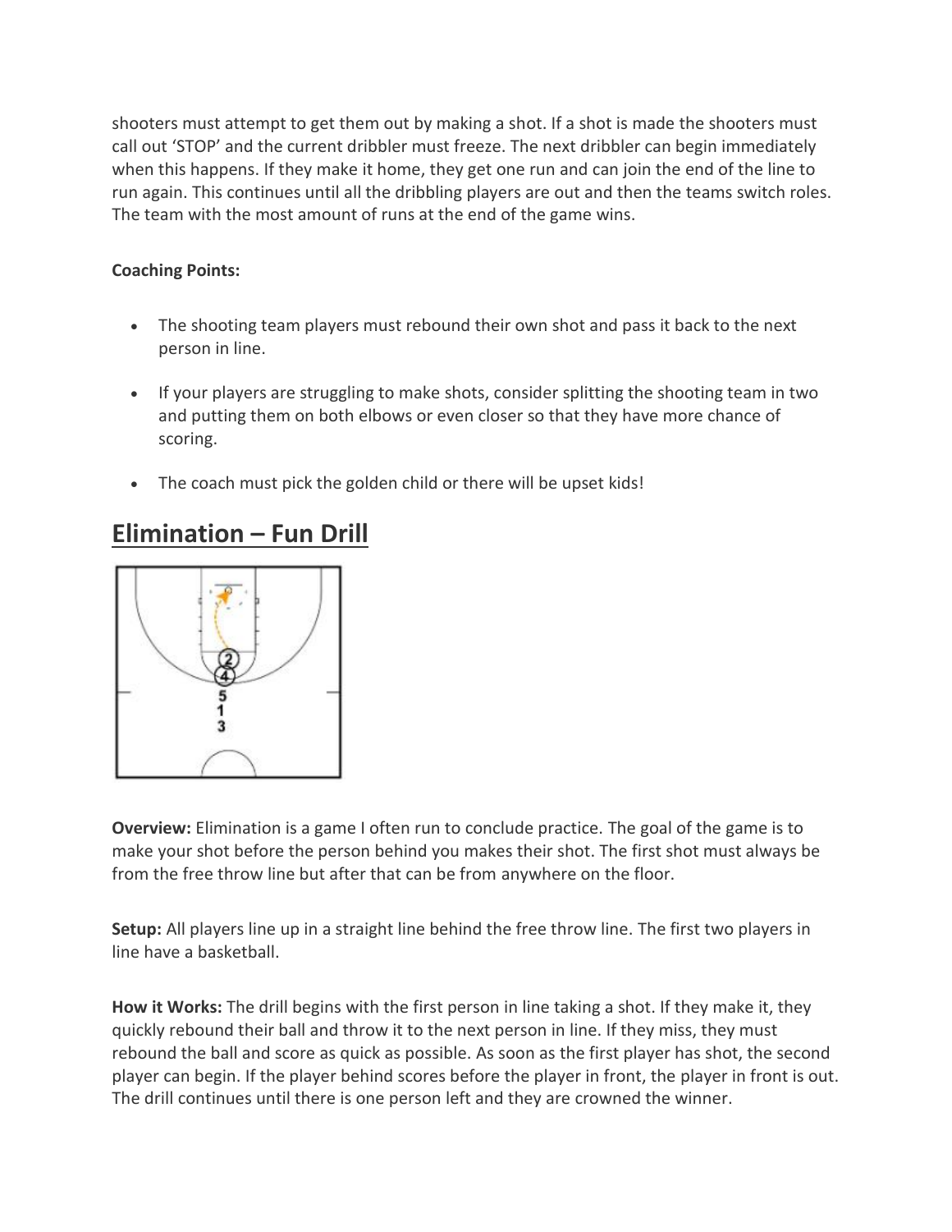shooters must attempt to get them out by making a shot. If a shot is made the shooters must call out 'STOP' and the current dribbler must freeze. The next dribbler can begin immediately when this happens. If they make it home, they get one run and can join the end of the line to run again. This continues until all the dribbling players are out and then the teams switch roles. The team with the most amount of runs at the end of the game wins.

**Coaching Points:**

- The shooting team players must rebound their own shot and pass it back to the next person in line.
- If your players are struggling to make shots, consider splitting the shooting team in two and putting them on both elbows or even closer so that they have more chance of scoring.
- The coach must pick the golden child or there will be upset kids!

## Elimination – Fun Drill

**Overview:** Elimination is a game I often run to conclude practice. The goal of the game is to make your shot before the person behind you makes their shot. The first shot must always be from the free throw line but after that can be from anywhere on the floor.

**Setup:** All players line up in a straight line behind the free throw line. The first two players in line have a basketball.

**How it Works:** The drill begins with the first person in line taking a shot. If they make it, they quickly rebound their ball and throw it to the next person in line. If they miss, they must rebound the ball and score as quick as possible. As soon as the first player has shot, the second player can begin. If the player behind scores before the player in front, the player in front is out. The drill continues until there is one person left and they are crowned the winner.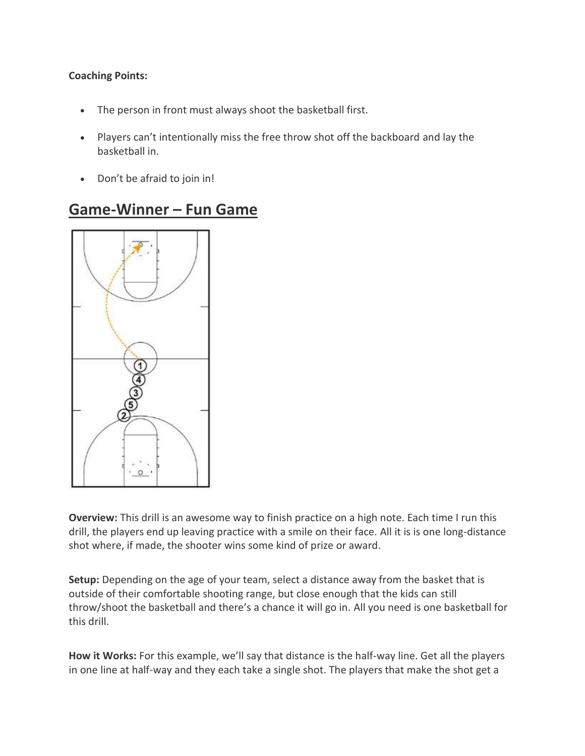**Coaching Points:**

- The person in front must always shoot the basketball first.
- Players can't intentionally miss the free throw shot off the backboard and lay the basketball in.
- Don't be afraid to join in!

## Game-Winner – Fun Game

**Overview:** This drill is an awesome way to finish practice on a high note. Each time I run this drill, the players end up leaving practice with a smile on their face. All it is is one long-distance shot where, if made, the shooter wins some kind of prize or award.

**Setup:** Depending on the age of your team, select a distance away from the basket that is outside of their comfortable shooting range, but close enough that the kids can still throw/shoot the basketball and there's a chance it will go in. All you need is one basketball for this drill.

**How it Works:** For this example, we'll say that distance is the half-way line. Get all the players in one line at half-way and they each take a single shot. The players that make the shot get a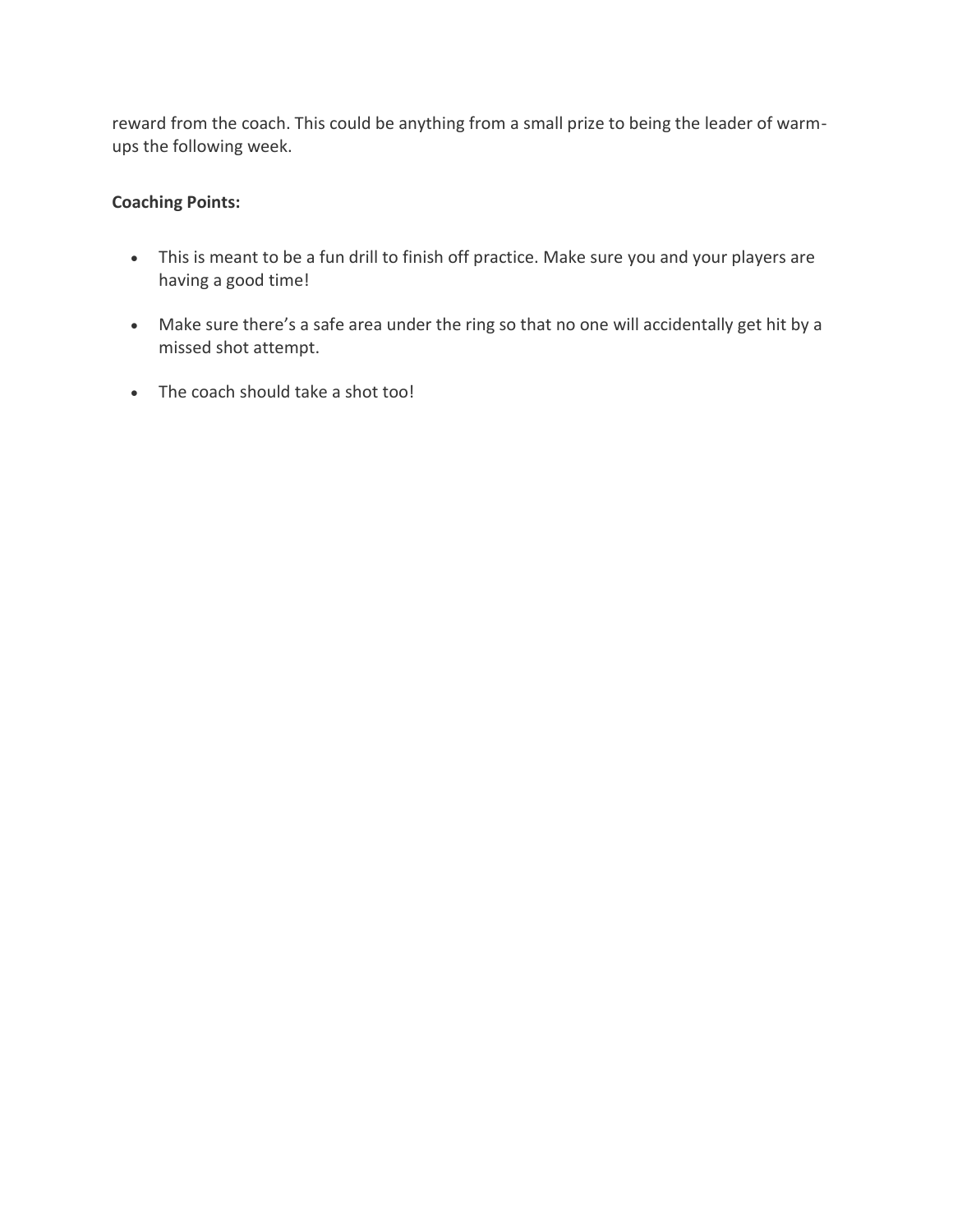reward from the coach. This could be anything from a small prize to being the leader of warm-ups the following week.

**Coaching Points:**

- This is meant to be a fun drill to finish off practice. Make sure you and your players are having a good time!
- Make sure there's a safe area under the ring so that no one will accidentally get hit by a missed shot attempt.
- The coach should take a shot too!